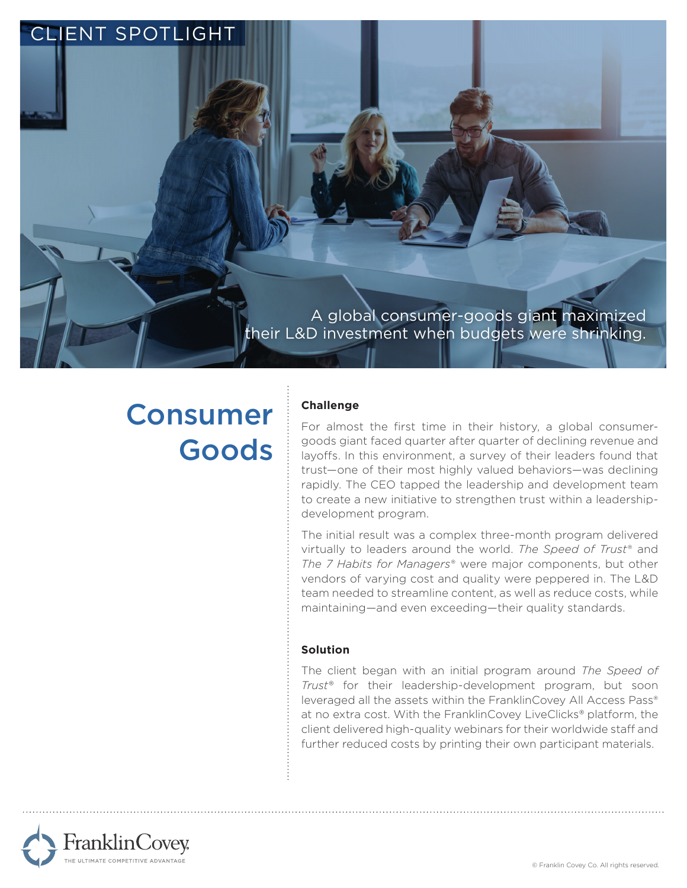CLIENT SPOTLIGHT

A global consumer-goods giant maximized their L&D investment when budgets were shrinking.

# Consumer Goods

### Challenge

For almost the first time in their history, a global consumer-goods giant faced quarter after quarter of declining revenue and layoffs. In this environment, a survey of their leaders found that trust—one of their most highly valued behaviors—was declining rapidly. The CEO tapped the leadership and development team to create a new initiative to strengthen trust within a leadership-development program.

The initial result was a complex three-month program delivered virtually to leaders around the world. *The Speed of Trust*® and *The 7 Habits for Managers*® were major components, but other vendors of varying cost and quality were peppered in. The L&D team needed to streamline content, as well as reduce costs, while maintaining—and even exceeding—their quality standards.

### Solution

The client began with an initial program around *The Speed of Trust*® for their leadership-development program, but soon leveraged all the assets within the FranklinCovey All Access Pass® at no extra cost. With the FranklinCovey LiveClicks® platform, the client delivered high-quality webinars for their worldwide staff and further reduced costs by printing their own participant materials.

FranklinCovey
THE ULTIMATE COMPETITIVE ADVANTAGE

© Franklin Covey Co. All rights reserved.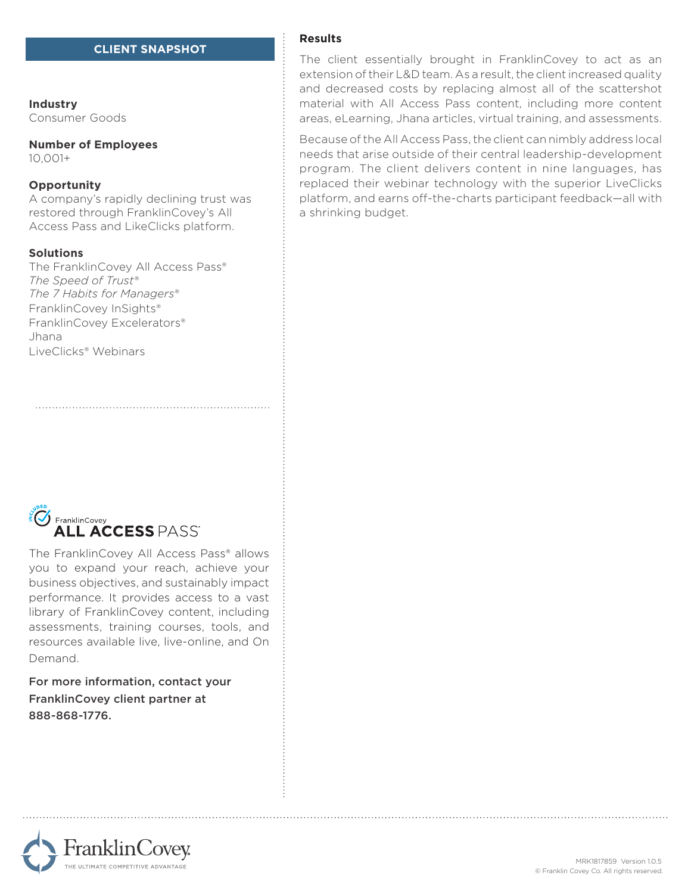## CLIENT SNAPSHOT

**Industry**
Consumer Goods

**Number of Employees**
10,001+

**Opportunity**
A company's rapidly declining trust was restored through FranklinCovey's All Access Pass and LikeClicks platform.

**Solutions**
The FranklinCovey All Access Pass®
*The Speed of Trust®*
*The 7 Habits for Managers®*
FranklinCovey InSights®
FranklinCovey Excelerators®
Jhana
LiveClicks® Webinars

**Results**

The client essentially brought in FranklinCovey to act as an extension of their L&D team. As a result, the client increased quality and decreased costs by replacing almost all of the scattershot material with All Access Pass content, including more content areas, eLearning, Jhana articles, virtual training, and assessments.

Because of the All Access Pass, the client can nimbly address local needs that arise outside of their central leadership-development program. The client delivers content in nine languages, has replaced their webinar technology with the superior LiveClicks platform, and earns off-the-charts participant feedback—all with a shrinking budget.

INCLUDED FranklinCovey **ALL ACCESS** PASS®

The FranklinCovey All Access Pass® allows you to expand your reach, achieve your business objectives, and sustainably impact performance. It provides access to a vast library of FranklinCovey content, including assessments, training courses, tools, and resources available live, live-online, and On Demand.

For more information, contact your FranklinCovey client partner at 888-868-1776.

FranklinCovey
THE ULTIMATE COMPETITIVE ADVANTAGE

MRK1817859 Version 1.0.5
© Franklin Covey Co. All rights reserved.